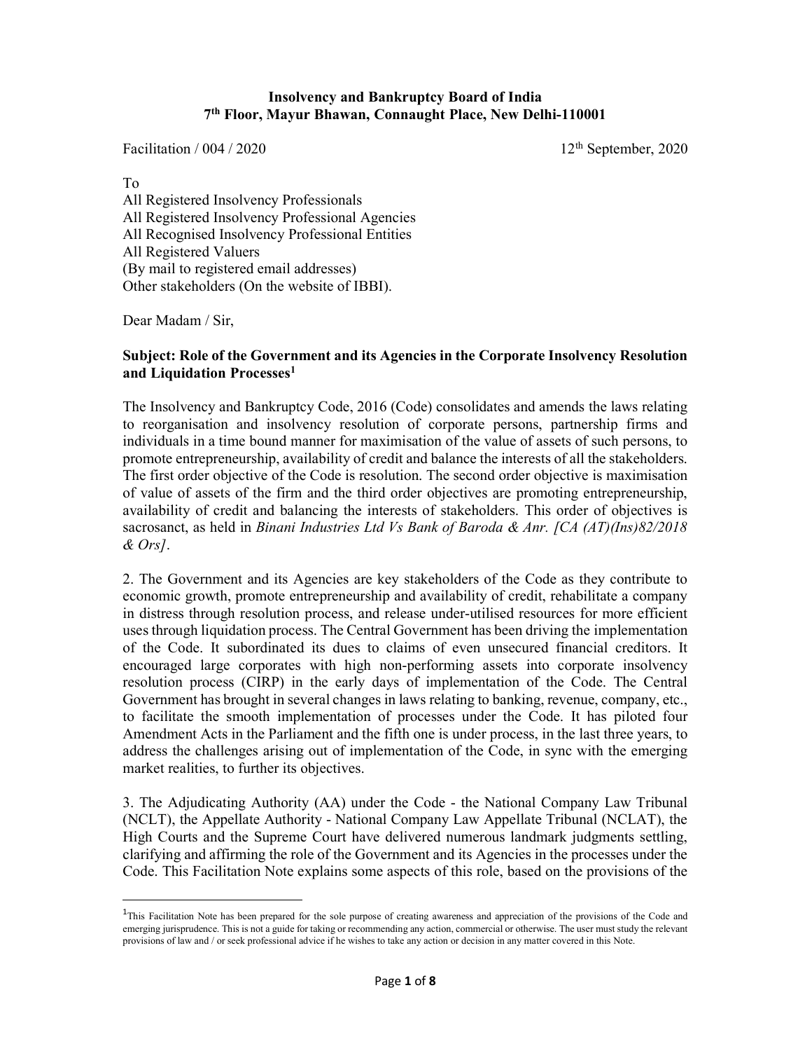**Insolvency and Bankruptcy Board of India**
**7th Floor, Mayur Bhawan, Connaught Place, New Delhi-110001**

Facilitation / 004 / 2020 12th September, 2020

To
All Registered Insolvency Professionals
All Registered Insolvency Professional Agencies
All Recognised Insolvency Professional Entities
All Registered Valuers
(By mail to registered email addresses)
Other stakeholders (On the website of IBBI).

Dear Madam / Sir,

**Subject: Role of the Government and its Agencies in the Corporate Insolvency Resolution and Liquidation Processes[1]**

The Insolvency and Bankruptcy Code, 2016 (Code) consolidates and amends the laws relating to reorganisation and insolvency resolution of corporate persons, partnership firms and individuals in a time bound manner for maximisation of the value of assets of such persons, to promote entrepreneurship, availability of credit and balance the interests of all the stakeholders. The first order objective of the Code is resolution. The second order objective is maximisation of value of assets of the firm and the third order objectives are promoting entrepreneurship, availability of credit and balancing the interests of stakeholders. This order of objectives is sacrosanct, as held in *Binani Industries Ltd Vs Bank of Baroda & Anr. [CA (AT)(Ins)82/2018 & Ors]*.

2. The Government and its Agencies are key stakeholders of the Code as they contribute to economic growth, promote entrepreneurship and availability of credit, rehabilitate a company in distress through resolution process, and release under-utilised resources for more efficient uses through liquidation process. The Central Government has been driving the implementation of the Code. It subordinated its dues to claims of even unsecured financial creditors. It encouraged large corporates with high non-performing assets into corporate insolvency resolution process (CIRP) in the early days of implementation of the Code. The Central Government has brought in several changes in laws relating to banking, revenue, company, etc., to facilitate the smooth implementation of processes under the Code. It has piloted four Amendment Acts in the Parliament and the fifth one is under process, in the last three years, to address the challenges arising out of implementation of the Code, in sync with the emerging market realities, to further its objectives.

3. The Adjudicating Authority (AA) under the Code - the National Company Law Tribunal (NCLT), the Appellate Authority - National Company Law Appellate Tribunal (NCLAT), the High Courts and the Supreme Court have delivered numerous landmark judgments settling, clarifying and affirming the role of the Government and its Agencies in the processes under the Code. This Facilitation Note explains some aspects of this role, based on the provisions of the

---

[1] This Facilitation Note has been prepared for the sole purpose of creating awareness and appreciation of the provisions of the Code and emerging jurisprudence. This is not a guide for taking or recommending any action, commercial or otherwise. The user must study the relevant provisions of law and / or seek professional advice if he wishes to take any action or decision in any matter covered in this Note.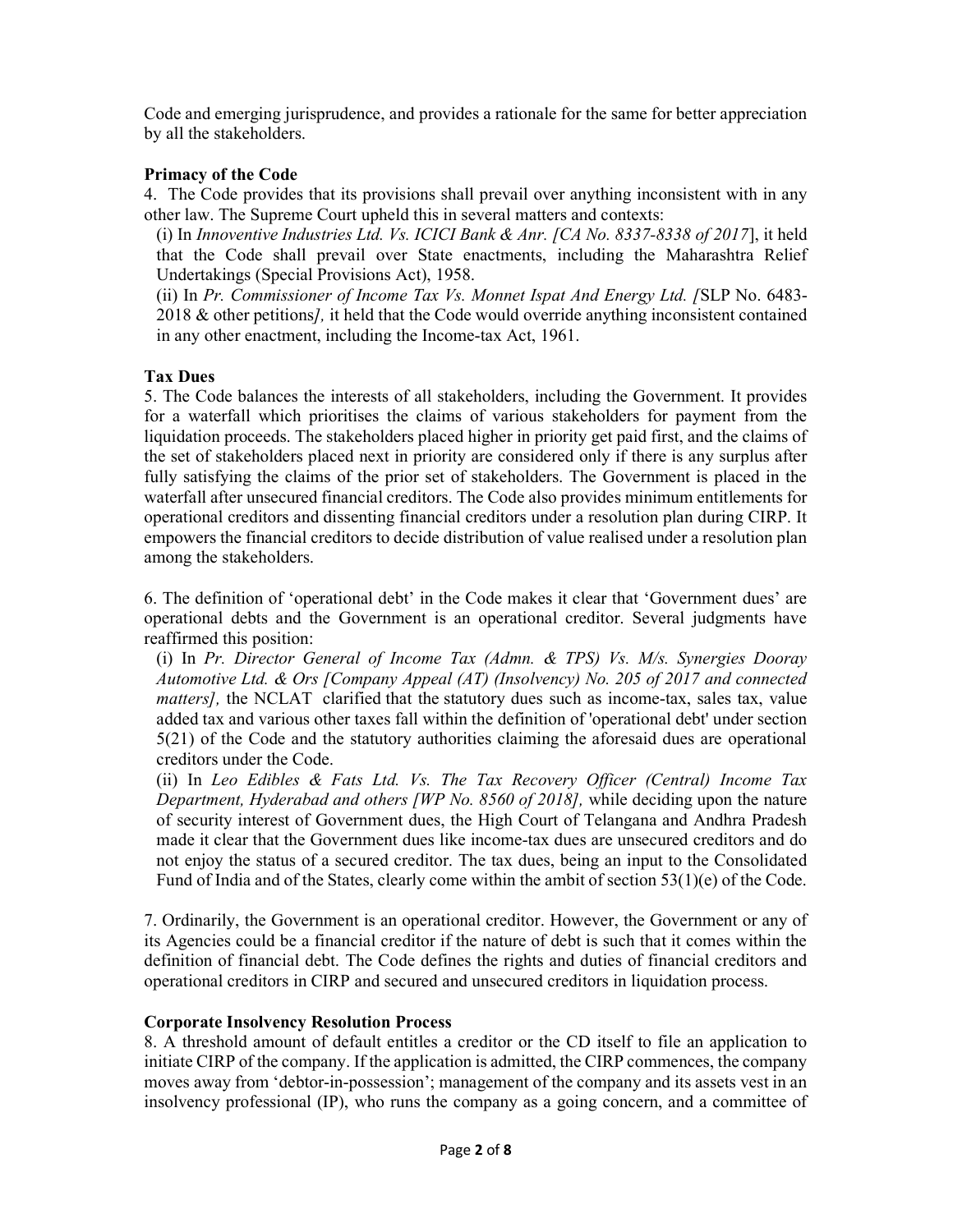Code and emerging jurisprudence, and provides a rationale for the same for better appreciation by all the stakeholders.

**Primacy of the Code**

4. The Code provides that its provisions shall prevail over anything inconsistent with in any other law. The Supreme Court upheld this in several matters and contexts:

(i) In *Innoventive Industries Ltd. Vs. ICICI Bank & Anr. [CA No. 8337-8338 of 2017*], it held that the Code shall prevail over State enactments, including the Maharashtra Relief Undertakings (Special Provisions Act), 1958.

(ii) In *Pr. Commissioner of Income Tax Vs. Monnet Ispat And Energy Ltd. [*SLP No. 6483-2018 & other petitions*],* it held that the Code would override anything inconsistent contained in any other enactment, including the Income-tax Act, 1961.

**Tax Dues**

5. The Code balances the interests of all stakeholders, including the Government. It provides for a waterfall which prioritises the claims of various stakeholders for payment from the liquidation proceeds. The stakeholders placed higher in priority get paid first, and the claims of the set of stakeholders placed next in priority are considered only if there is any surplus after fully satisfying the claims of the prior set of stakeholders. The Government is placed in the waterfall after unsecured financial creditors. The Code also provides minimum entitlements for operational creditors and dissenting financial creditors under a resolution plan during CIRP. It empowers the financial creditors to decide distribution of value realised under a resolution plan among the stakeholders.

6. The definition of 'operational debt' in the Code makes it clear that 'Government dues' are operational debts and the Government is an operational creditor. Several judgments have reaffirmed this position:

(i) In *Pr. Director General of Income Tax (Admn. & TPS) Vs. M/s. Synergies Dooray Automotive Ltd. & Ors [Company Appeal (AT) (Insolvency) No. 205 of 2017 and connected matters],* the NCLAT clarified that the statutory dues such as income-tax, sales tax, value added tax and various other taxes fall within the definition of 'operational debt' under section 5(21) of the Code and the statutory authorities claiming the aforesaid dues are operational creditors under the Code.

(ii) In *Leo Edibles & Fats Ltd. Vs. The Tax Recovery Officer (Central) Income Tax Department, Hyderabad and others [WP No. 8560 of 2018],* while deciding upon the nature of security interest of Government dues, the High Court of Telangana and Andhra Pradesh made it clear that the Government dues like income-tax dues are unsecured creditors and do not enjoy the status of a secured creditor. The tax dues, being an input to the Consolidated Fund of India and of the States, clearly come within the ambit of section 53(1)(e) of the Code.

7. Ordinarily, the Government is an operational creditor. However, the Government or any of its Agencies could be a financial creditor if the nature of debt is such that it comes within the definition of financial debt. The Code defines the rights and duties of financial creditors and operational creditors in CIRP and secured and unsecured creditors in liquidation process.

**Corporate Insolvency Resolution Process**

8. A threshold amount of default entitles a creditor or the CD itself to file an application to initiate CIRP of the company. If the application is admitted, the CIRP commences, the company moves away from 'debtor-in-possession'; management of the company and its assets vest in an insolvency professional (IP), who runs the company as a going concern, and a committee of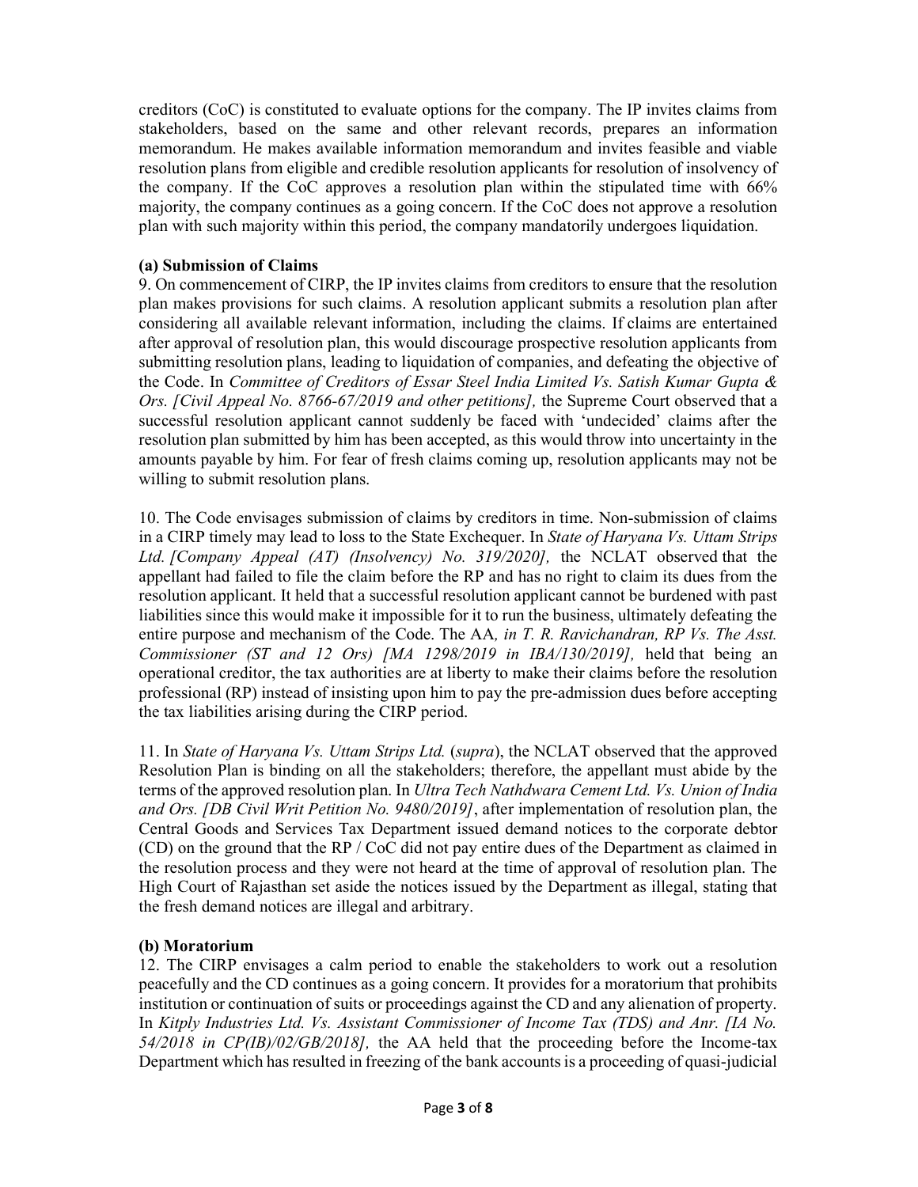creditors (CoC) is constituted to evaluate options for the company. The IP invites claims from stakeholders, based on the same and other relevant records, prepares an information memorandum. He makes available information memorandum and invites feasible and viable resolution plans from eligible and credible resolution applicants for resolution of insolvency of the company. If the CoC approves a resolution plan within the stipulated time with 66% majority, the company continues as a going concern. If the CoC does not approve a resolution plan with such majority within this period, the company mandatorily undergoes liquidation.

**(a) Submission of Claims**

9. On commencement of CIRP, the IP invites claims from creditors to ensure that the resolution plan makes provisions for such claims. A resolution applicant submits a resolution plan after considering all available relevant information, including the claims. If claims are entertained after approval of resolution plan, this would discourage prospective resolution applicants from submitting resolution plans, leading to liquidation of companies, and defeating the objective of the Code. In *Committee of Creditors of Essar Steel India Limited Vs. Satish Kumar Gupta & Ors. [Civil Appeal No. 8766-67/2019 and other petitions],* the Supreme Court observed that a successful resolution applicant cannot suddenly be faced with 'undecided' claims after the resolution plan submitted by him has been accepted, as this would throw into uncertainty in the amounts payable by him. For fear of fresh claims coming up, resolution applicants may not be willing to submit resolution plans.

10. The Code envisages submission of claims by creditors in time. Non-submission of claims in a CIRP timely may lead to loss to the State Exchequer. In *State of Haryana Vs. Uttam Strips Ltd. [Company Appeal (AT) (Insolvency) No. 319/2020],* the NCLAT observed that the appellant had failed to file the claim before the RP and has no right to claim its dues from the resolution applicant. It held that a successful resolution applicant cannot be burdened with past liabilities since this would make it impossible for it to run the business, ultimately defeating the entire purpose and mechanism of the Code. The AA*, in T. R. Ravichandran, RP Vs. The Asst. Commissioner (ST and 12 Ors) [MA 1298/2019 in IBA/130/2019],* held that being an operational creditor, the tax authorities are at liberty to make their claims before the resolution professional (RP) instead of insisting upon him to pay the pre-admission dues before accepting the tax liabilities arising during the CIRP period.

11. In *State of Haryana Vs. Uttam Strips Ltd.* (*supra*), the NCLAT observed that the approved Resolution Plan is binding on all the stakeholders; therefore, the appellant must abide by the terms of the approved resolution plan. In *Ultra Tech Nathdwara Cement Ltd. Vs. Union of India and Ors. [DB Civil Writ Petition No. 9480/2019]*, after implementation of resolution plan, the Central Goods and Services Tax Department issued demand notices to the corporate debtor (CD) on the ground that the RP / CoC did not pay entire dues of the Department as claimed in the resolution process and they were not heard at the time of approval of resolution plan. The High Court of Rajasthan set aside the notices issued by the Department as illegal, stating that the fresh demand notices are illegal and arbitrary.

**(b) Moratorium**

12. The CIRP envisages a calm period to enable the stakeholders to work out a resolution peacefully and the CD continues as a going concern. It provides for a moratorium that prohibits institution or continuation of suits or proceedings against the CD and any alienation of property. In *Kitply Industries Ltd. Vs. Assistant Commissioner of Income Tax (TDS) and Anr. [IA No. 54/2018 in CP(IB)/02/GB/2018],* the AA held that the proceeding before the Income-tax Department which has resulted in freezing of the bank accounts is a proceeding of quasi-judicial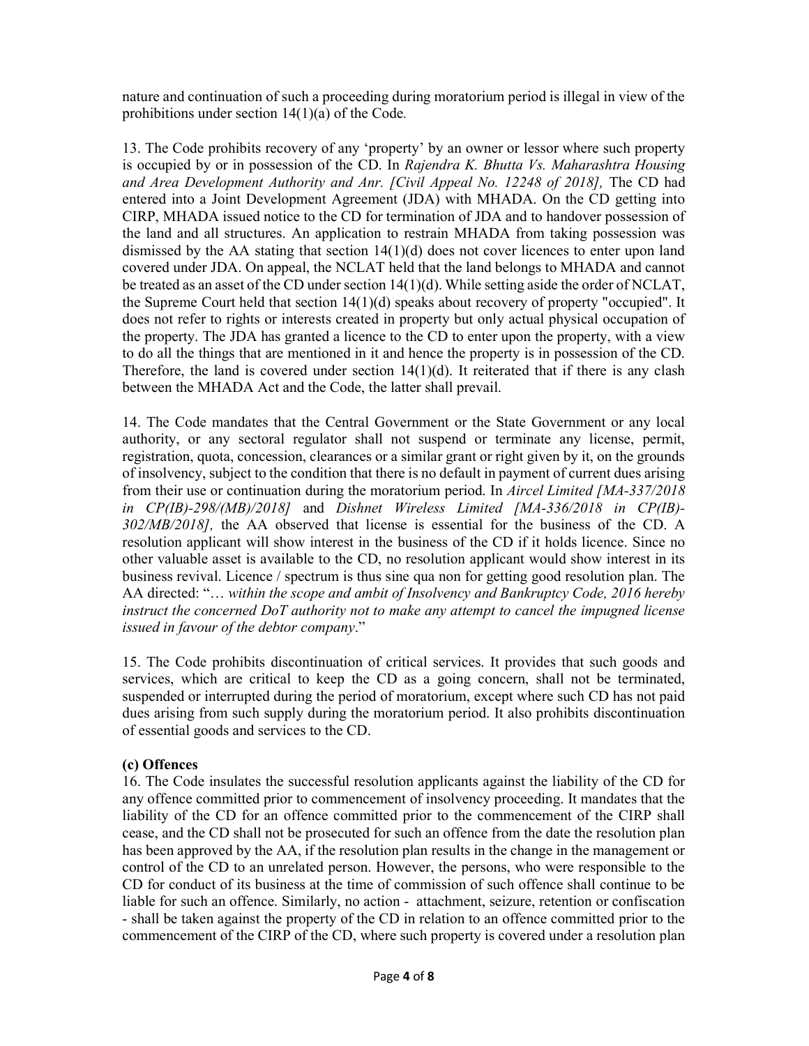nature and continuation of such a proceeding during moratorium period is illegal in view of the prohibitions under section 14(1)(a) of the Code.

13. The Code prohibits recovery of any 'property' by an owner or lessor where such property is occupied by or in possession of the CD. In *Rajendra K. Bhutta Vs. Maharashtra Housing and Area Development Authority and Anr. [Civil Appeal No. 12248 of 2018],* The CD had entered into a Joint Development Agreement (JDA) with MHADA. On the CD getting into CIRP, MHADA issued notice to the CD for termination of JDA and to handover possession of the land and all structures. An application to restrain MHADA from taking possession was dismissed by the AA stating that section 14(1)(d) does not cover licences to enter upon land covered under JDA. On appeal, the NCLAT held that the land belongs to MHADA and cannot be treated as an asset of the CD under section 14(1)(d). While setting aside the order of NCLAT, the Supreme Court held that section 14(1)(d) speaks about recovery of property "occupied". It does not refer to rights or interests created in property but only actual physical occupation of the property. The JDA has granted a licence to the CD to enter upon the property, with a view to do all the things that are mentioned in it and hence the property is in possession of the CD. Therefore, the land is covered under section 14(1)(d). It reiterated that if there is any clash between the MHADA Act and the Code, the latter shall prevail.

14. The Code mandates that the Central Government or the State Government or any local authority, or any sectoral regulator shall not suspend or terminate any license, permit, registration, quota, concession, clearances or a similar grant or right given by it, on the grounds of insolvency, subject to the condition that there is no default in payment of current dues arising from their use or continuation during the moratorium period. In *Aircel Limited [MA-337/2018 in CP(IB)-298/(MB)/2018]* and *Dishnet Wireless Limited [MA-336/2018 in CP(IB)-302/MB/2018],* the AA observed that license is essential for the business of the CD. A resolution applicant will show interest in the business of the CD if it holds licence. Since no other valuable asset is available to the CD, no resolution applicant would show interest in its business revival. Licence / spectrum is thus sine qua non for getting good resolution plan. The AA directed: "*… within the scope and ambit of Insolvency and Bankruptcy Code, 2016 hereby instruct the concerned DoT authority not to make any attempt to cancel the impugned license issued in favour of the debtor company*."

15. The Code prohibits discontinuation of critical services. It provides that such goods and services, which are critical to keep the CD as a going concern, shall not be terminated, suspended or interrupted during the period of moratorium, except where such CD has not paid dues arising from such supply during the moratorium period. It also prohibits discontinuation of essential goods and services to the CD.

**(c) Offences**

16. The Code insulates the successful resolution applicants against the liability of the CD for any offence committed prior to commencement of insolvency proceeding. It mandates that the liability of the CD for an offence committed prior to the commencement of the CIRP shall cease, and the CD shall not be prosecuted for such an offence from the date the resolution plan has been approved by the AA, if the resolution plan results in the change in the management or control of the CD to an unrelated person. However, the persons, who were responsible to the CD for conduct of its business at the time of commission of such offence shall continue to be liable for such an offence. Similarly, no action - attachment, seizure, retention or confiscation - shall be taken against the property of the CD in relation to an offence committed prior to the commencement of the CIRP of the CD, where such property is covered under a resolution plan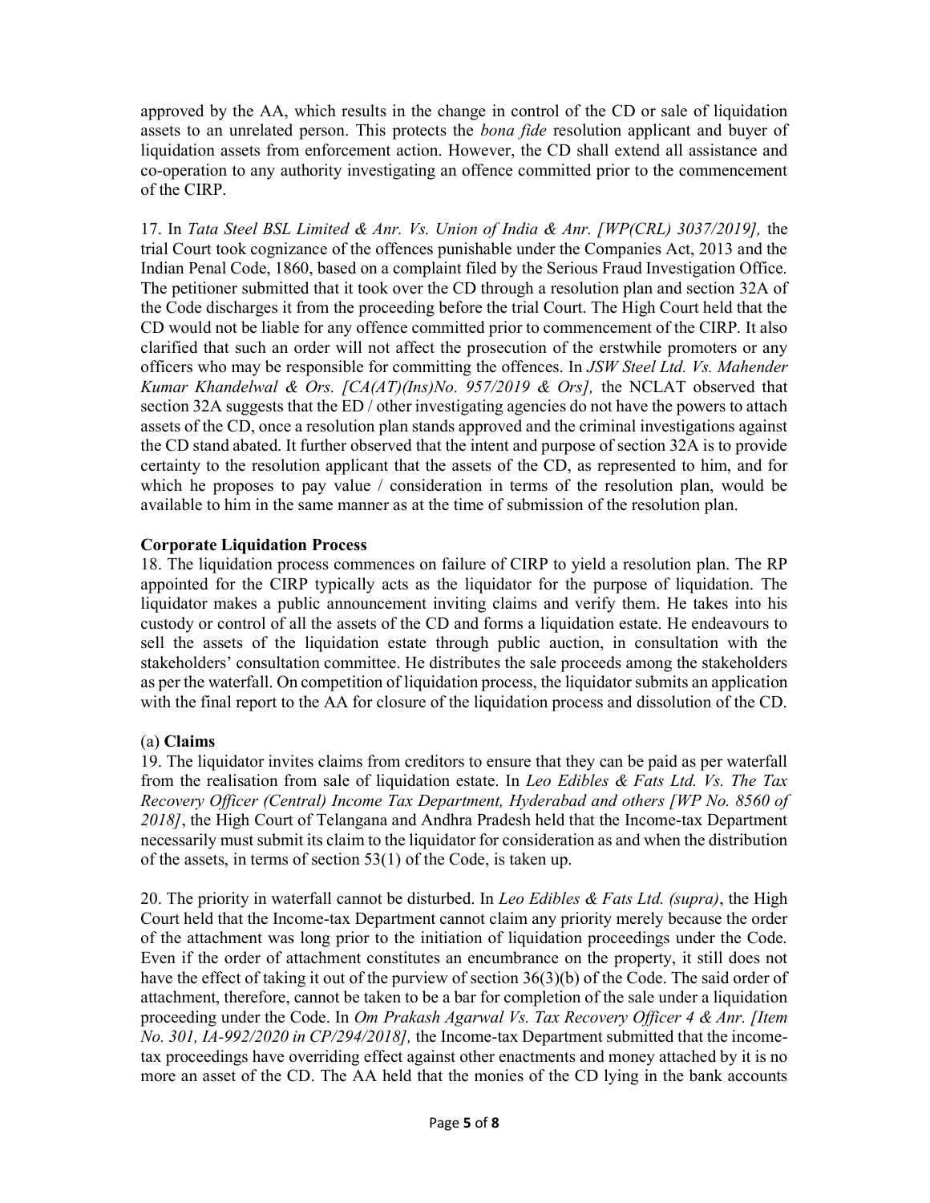approved by the AA, which results in the change in control of the CD or sale of liquidation assets to an unrelated person. This protects the *bona fide* resolution applicant and buyer of liquidation assets from enforcement action. However, the CD shall extend all assistance and co-operation to any authority investigating an offence committed prior to the commencement of the CIRP.

17. In *Tata Steel BSL Limited & Anr. Vs. Union of India & Anr. [WP(CRL) 3037/2019],* the trial Court took cognizance of the offences punishable under the Companies Act, 2013 and the Indian Penal Code, 1860, based on a complaint filed by the Serious Fraud Investigation Office. The petitioner submitted that it took over the CD through a resolution plan and section 32A of the Code discharges it from the proceeding before the trial Court. The High Court held that the CD would not be liable for any offence committed prior to commencement of the CIRP. It also clarified that such an order will not affect the prosecution of the erstwhile promoters or any officers who may be responsible for committing the offences. In *JSW Steel Ltd. Vs. Mahender Kumar Khandelwal & Ors. [CA(AT)(Ins)No. 957/2019 & Ors],* the NCLAT observed that section 32A suggests that the ED / other investigating agencies do not have the powers to attach assets of the CD, once a resolution plan stands approved and the criminal investigations against the CD stand abated. It further observed that the intent and purpose of section 32A is to provide certainty to the resolution applicant that the assets of the CD, as represented to him, and for which he proposes to pay value / consideration in terms of the resolution plan, would be available to him in the same manner as at the time of submission of the resolution plan.

**Corporate Liquidation Process**

18. The liquidation process commences on failure of CIRP to yield a resolution plan. The RP appointed for the CIRP typically acts as the liquidator for the purpose of liquidation. The liquidator makes a public announcement inviting claims and verify them. He takes into his custody or control of all the assets of the CD and forms a liquidation estate. He endeavours to sell the assets of the liquidation estate through public auction, in consultation with the stakeholders' consultation committee. He distributes the sale proceeds among the stakeholders as per the waterfall. On competition of liquidation process, the liquidator submits an application with the final report to the AA for closure of the liquidation process and dissolution of the CD.

(a) **Claims**

19. The liquidator invites claims from creditors to ensure that they can be paid as per waterfall from the realisation from sale of liquidation estate. In *Leo Edibles & Fats Ltd. Vs. The Tax Recovery Officer (Central) Income Tax Department, Hyderabad and others [WP No. 8560 of 2018]*, the High Court of Telangana and Andhra Pradesh held that the Income-tax Department necessarily must submit its claim to the liquidator for consideration as and when the distribution of the assets, in terms of section 53(1) of the Code, is taken up.

20. The priority in waterfall cannot be disturbed. In *Leo Edibles & Fats Ltd. (supra)*, the High Court held that the Income-tax Department cannot claim any priority merely because the order of the attachment was long prior to the initiation of liquidation proceedings under the Code. Even if the order of attachment constitutes an encumbrance on the property, it still does not have the effect of taking it out of the purview of section 36(3)(b) of the Code. The said order of attachment, therefore, cannot be taken to be a bar for completion of the sale under a liquidation proceeding under the Code. In *Om Prakash Agarwal Vs. Tax Recovery Officer 4 & Anr. [Item No. 301, IA-992/2020 in CP/294/2018],* the Income-tax Department submitted that the income-tax proceedings have overriding effect against other enactments and money attached by it is no more an asset of the CD. The AA held that the monies of the CD lying in the bank accounts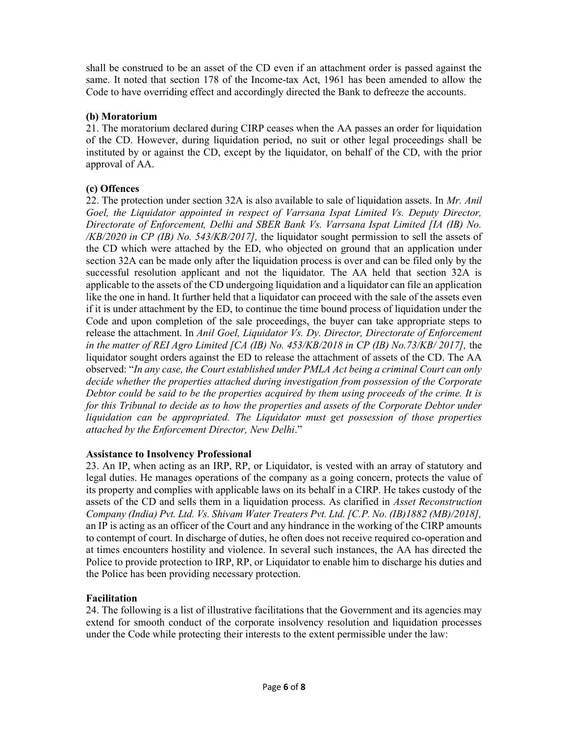shall be construed to be an asset of the CD even if an attachment order is passed against the same. It noted that section 178 of the Income-tax Act, 1961 has been amended to allow the Code to have overriding effect and accordingly directed the Bank to defreeze the accounts.

**(b) Moratorium**

21. The moratorium declared during CIRP ceases when the AA passes an order for liquidation of the CD. However, during liquidation period, no suit or other legal proceedings shall be instituted by or against the CD, except by the liquidator, on behalf of the CD, with the prior approval of AA.

**(c) Offences**

22. The protection under section 32A is also available to sale of liquidation assets. In *Mr. Anil Goel, the Liquidator appointed in respect of Varrsana Ispat Limited Vs. Deputy Director, Directorate of Enforcement, Delhi and SBER Bank Vs. Varrsana Ispat Limited [IA (IB) No. /KB/2020 in CP (IB) No. 543/KB/2017],* the liquidator sought permission to sell the assets of the CD which were attached by the ED, who objected on ground that an application under section 32A can be made only after the liquidation process is over and can be filed only by the successful resolution applicant and not the liquidator. The AA held that section 32A is applicable to the assets of the CD undergoing liquidation and a liquidator can file an application like the one in hand. It further held that a liquidator can proceed with the sale of the assets even if it is under attachment by the ED, to continue the time bound process of liquidation under the Code and upon completion of the sale proceedings, the buyer can take appropriate steps to release the attachment. In *Anil Goel, Liquidator Vs. Dy. Director, Directorate of Enforcement in the matter of REI Agro Limited [CA (IB) No. 453/KB/2018 in CP (IB) No.73/KB/ 2017],* the liquidator sought orders against the ED to release the attachment of assets of the CD. The AA observed: "*In any case, the Court established under PMLA Act being a criminal Court can only decide whether the properties attached during investigation from possession of the Corporate Debtor could be said to be the properties acquired by them using proceeds of the crime. It is for this Tribunal to decide as to how the properties and assets of the Corporate Debtor under liquidation can be appropriated. The Liquidator must get possession of those properties attached by the Enforcement Director, New Delhi*."

**Assistance to Insolvency Professional**

23. An IP, when acting as an IRP, RP, or Liquidator, is vested with an array of statutory and legal duties. He manages operations of the company as a going concern, protects the value of its property and complies with applicable laws on its behalf in a CIRP. He takes custody of the assets of the CD and sells them in a liquidation process. As clarified in *Asset Reconstruction Company (India) Pvt. Ltd. Vs. Shivam Water Treaters Pvt. Ltd. [C.P. No. (IB)1882 (MB)/2018],* an IP is acting as an officer of the Court and any hindrance in the working of the CIRP amounts to contempt of court. In discharge of duties, he often does not receive required co-operation and at times encounters hostility and violence. In several such instances, the AA has directed the Police to provide protection to IRP, RP, or Liquidator to enable him to discharge his duties and the Police has been providing necessary protection.

**Facilitation**

24. The following is a list of illustrative facilitations that the Government and its agencies may extend for smooth conduct of the corporate insolvency resolution and liquidation processes under the Code while protecting their interests to the extent permissible under the law: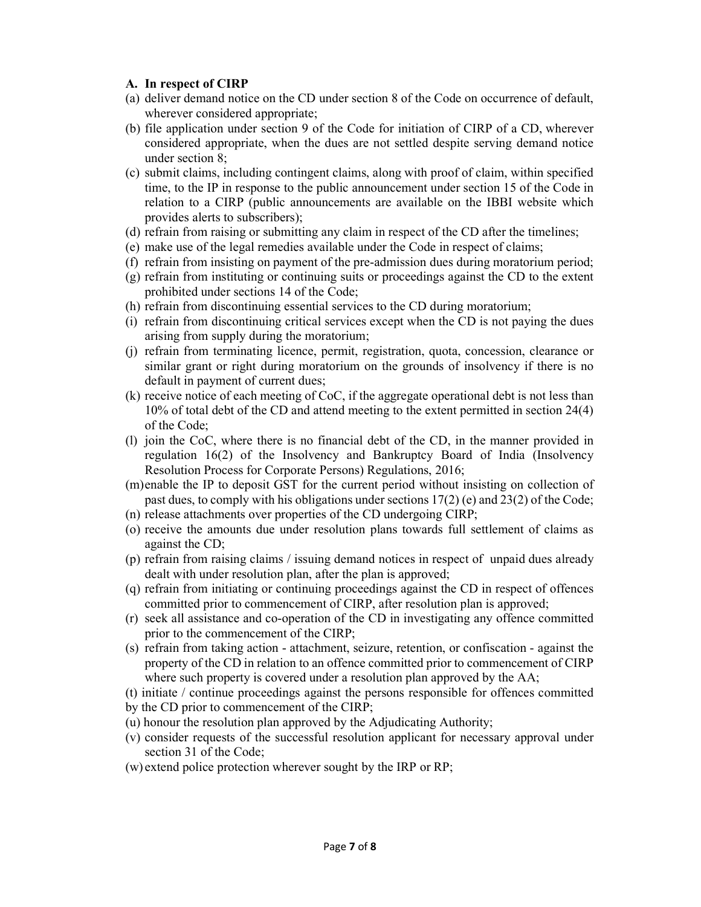**A. In respect of CIRP**

(a) deliver demand notice on the CD under section 8 of the Code on occurrence of default, wherever considered appropriate;

(b) file application under section 9 of the Code for initiation of CIRP of a CD, wherever considered appropriate, when the dues are not settled despite serving demand notice under section 8;

(c) submit claims, including contingent claims, along with proof of claim, within specified time, to the IP in response to the public announcement under section 15 of the Code in relation to a CIRP (public announcements are available on the IBBI website which provides alerts to subscribers);

(d) refrain from raising or submitting any claim in respect of the CD after the timelines;

(e) make use of the legal remedies available under the Code in respect of claims;

(f) refrain from insisting on payment of the pre-admission dues during moratorium period;

(g) refrain from instituting or continuing suits or proceedings against the CD to the extent prohibited under sections 14 of the Code;

(h) refrain from discontinuing essential services to the CD during moratorium;

(i) refrain from discontinuing critical services except when the CD is not paying the dues arising from supply during the moratorium;

(j) refrain from terminating licence, permit, registration, quota, concession, clearance or similar grant or right during moratorium on the grounds of insolvency if there is no default in payment of current dues;

(k) receive notice of each meeting of CoC, if the aggregate operational debt is not less than 10% of total debt of the CD and attend meeting to the extent permitted in section 24(4) of the Code;

(l) join the CoC, where there is no financial debt of the CD, in the manner provided in regulation 16(2) of the Insolvency and Bankruptcy Board of India (Insolvency Resolution Process for Corporate Persons) Regulations, 2016;

(m) enable the IP to deposit GST for the current period without insisting on collection of past dues, to comply with his obligations under sections 17(2) (e) and 23(2) of the Code;

(n) release attachments over properties of the CD undergoing CIRP;

(o) receive the amounts due under resolution plans towards full settlement of claims as against the CD;

(p) refrain from raising claims / issuing demand notices in respect of unpaid dues already dealt with under resolution plan, after the plan is approved;

(q) refrain from initiating or continuing proceedings against the CD in respect of offences committed prior to commencement of CIRP, after resolution plan is approved;

(r) seek all assistance and co-operation of the CD in investigating any offence committed prior to the commencement of the CIRP;

(s) refrain from taking action - attachment, seizure, retention, or confiscation - against the property of the CD in relation to an offence committed prior to commencement of CIRP where such property is covered under a resolution plan approved by the AA;

(t) initiate / continue proceedings against the persons responsible for offences committed by the CD prior to commencement of the CIRP;

(u) honour the resolution plan approved by the Adjudicating Authority;

(v) consider requests of the successful resolution applicant for necessary approval under section 31 of the Code;

(w) extend police protection wherever sought by the IRP or RP;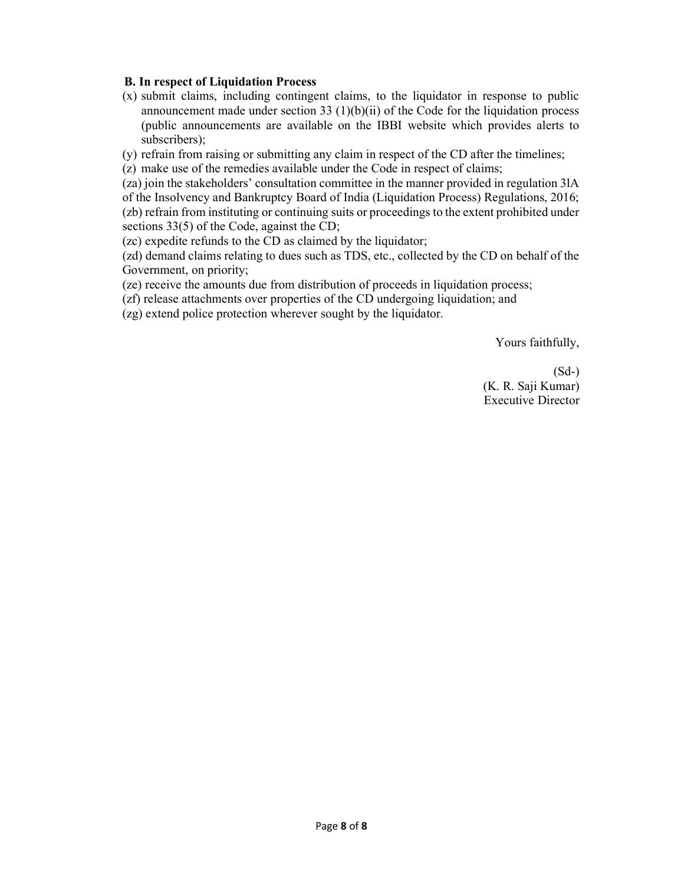**B. In respect of Liquidation Process**

(x) submit claims, including contingent claims, to the liquidator in response to public announcement made under section 33 (1)(b)(ii) of the Code for the liquidation process (public announcements are available on the IBBI website which provides alerts to subscribers);

(y) refrain from raising or submitting any claim in respect of the CD after the timelines;

(z) make use of the remedies available under the Code in respect of claims;

(za) join the stakeholders' consultation committee in the manner provided in regulation 31A of the Insolvency and Bankruptcy Board of India (Liquidation Process) Regulations, 2016;

(zb) refrain from instituting or continuing suits or proceedings to the extent prohibited under sections 33(5) of the Code, against the CD;

(zc) expedite refunds to the CD as claimed by the liquidator;

(zd) demand claims relating to dues such as TDS, etc., collected by the CD on behalf of the Government, on priority;

(ze) receive the amounts due from distribution of proceeds in liquidation process;

(zf) release attachments over properties of the CD undergoing liquidation; and

(zg) extend police protection wherever sought by the liquidator.

Yours faithfully,

(Sd-)
(K. R. Saji Kumar)
Executive Director